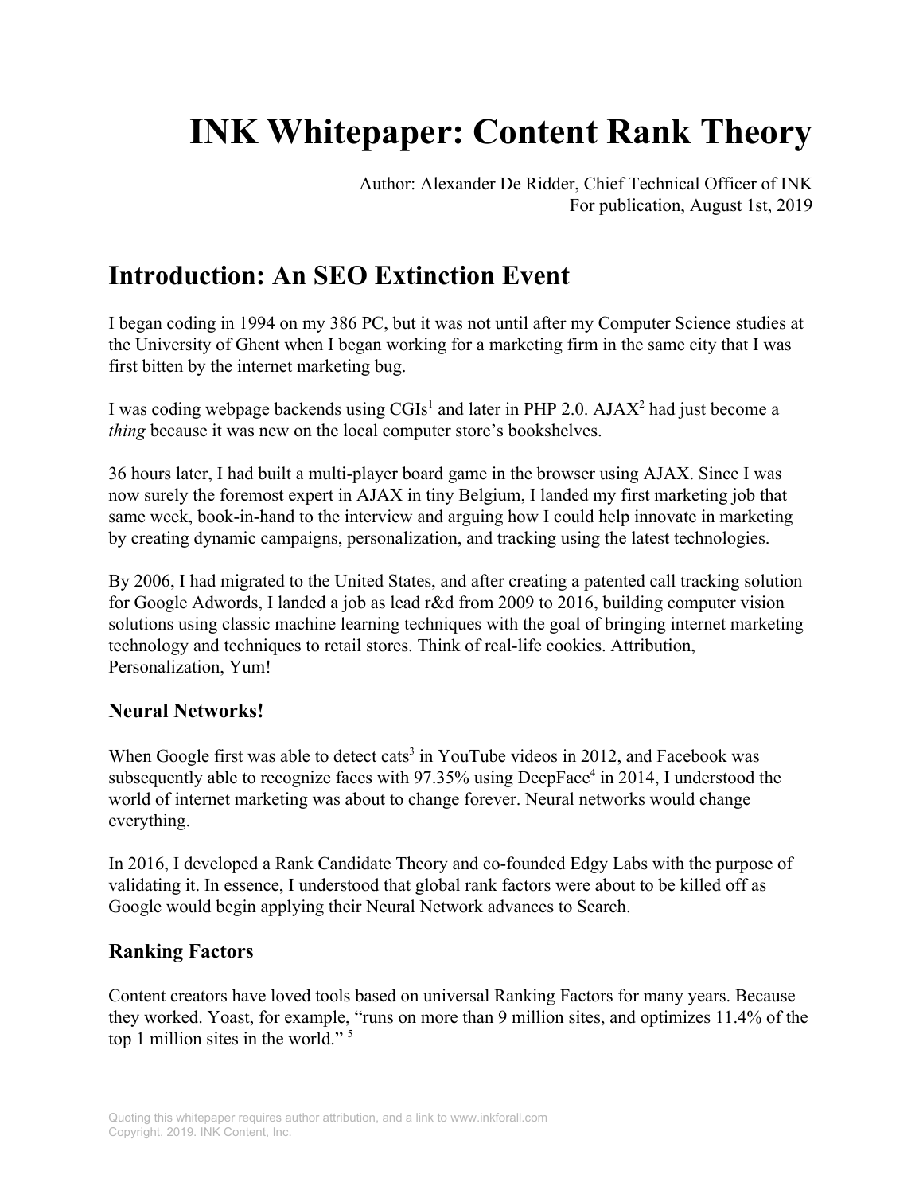# INK Whitepaper: Content Rank Theory

Author: Alexander De Ridder, Chief Technical Officer of INK
For publication, August 1st, 2019

## Introduction: An SEO Extinction Event

I began coding in 1994 on my 386 PC, but it was not until after my Computer Science studies at the University of Ghent when I began working for a marketing firm in the same city that I was first bitten by the internet marketing bug.

I was coding webpage backends using CGIs[1] and later in PHP 2.0. AJAX[2] had just become a *thing* because it was new on the local computer store's bookshelves.

36 hours later, I had built a multi-player board game in the browser using AJAX. Since I was now surely the foremost expert in AJAX in tiny Belgium, I landed my first marketing job that same week, book-in-hand to the interview and arguing how I could help innovate in marketing by creating dynamic campaigns, personalization, and tracking using the latest technologies.

By 2006, I had migrated to the United States, and after creating a patented call tracking solution for Google Adwords, I landed a job as lead r&d from 2009 to 2016, building computer vision solutions using classic machine learning techniques with the goal of bringing internet marketing technology and techniques to retail stores. Think of real-life cookies. Attribution, Personalization, Yum!

### Neural Networks!

When Google first was able to detect cats[3] in YouTube videos in 2012, and Facebook was subsequently able to recognize faces with 97.35% using DeepFace[4] in 2014, I understood the world of internet marketing was about to change forever. Neural networks would change everything.

In 2016, I developed a Rank Candidate Theory and co-founded Edgy Labs with the purpose of validating it. In essence, I understood that global rank factors were about to be killed off as Google would begin applying their Neural Network advances to Search.

### Ranking Factors

Content creators have loved tools based on universal Ranking Factors for many years. Because they worked. Yoast, for example, "runs on more than 9 million sites, and optimizes 11.4% of the top 1 million sites in the world." [5]

Quoting this whitepaper requires author attribution, and a link to www.inkforall.com
Copyright, 2019. INK Content, Inc.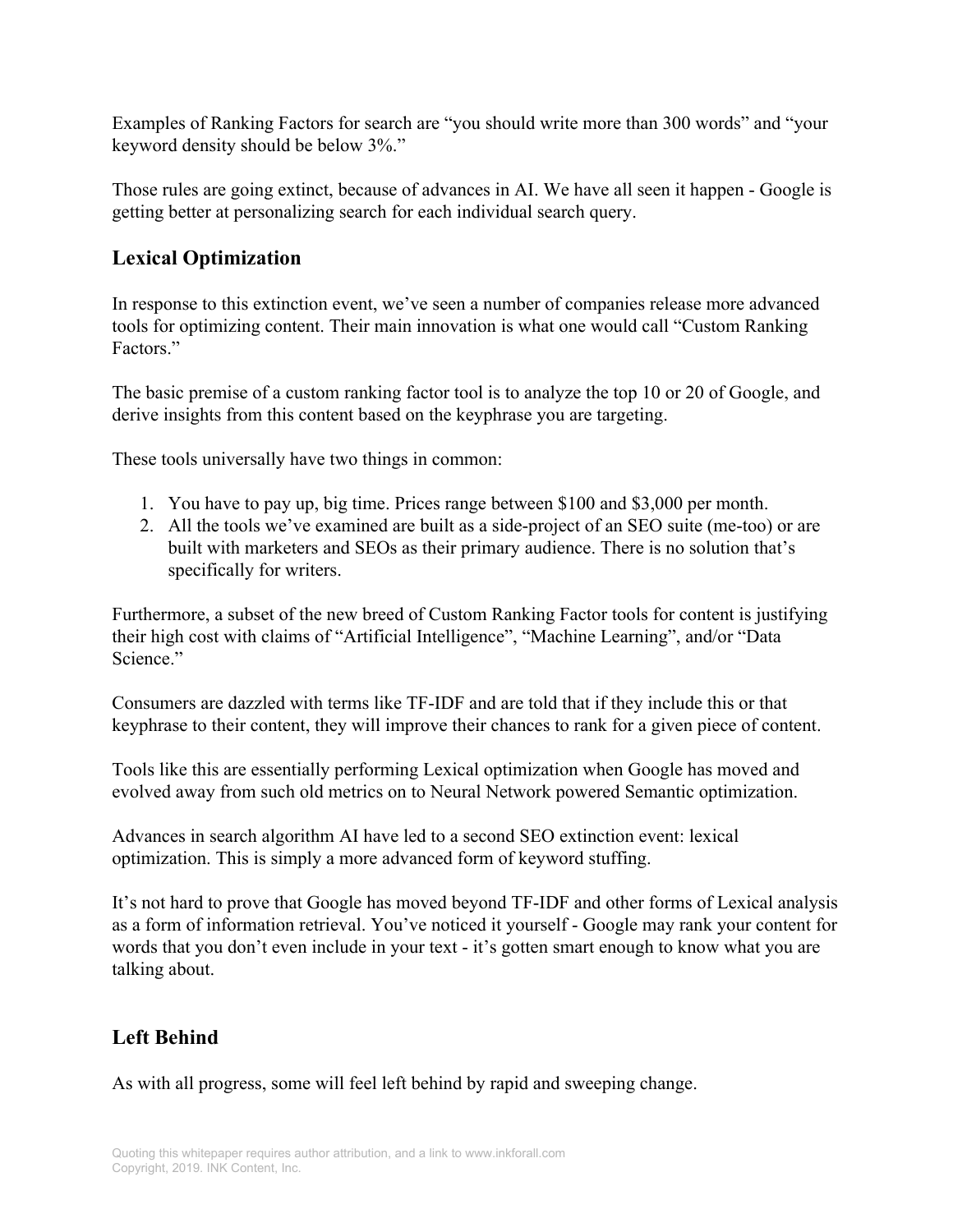Examples of Ranking Factors for search are "you should write more than 300 words" and "your keyword density should be below 3%."

Those rules are going extinct, because of advances in AI. We have all seen it happen - Google is getting better at personalizing search for each individual search query.

## Lexical Optimization

In response to this extinction event, we've seen a number of companies release more advanced tools for optimizing content. Their main innovation is what one would call "Custom Ranking Factors."

The basic premise of a custom ranking factor tool is to analyze the top 10 or 20 of Google, and derive insights from this content based on the keyphrase you are targeting.

These tools universally have two things in common:

1. You have to pay up, big time. Prices range between $100 and $3,000 per month.
2. All the tools we've examined are built as a side-project of an SEO suite (me-too) or are built with marketers and SEOs as their primary audience. There is no solution that's specifically for writers.

Furthermore, a subset of the new breed of Custom Ranking Factor tools for content is justifying their high cost with claims of "Artificial Intelligence", "Machine Learning", and/or "Data Science."

Consumers are dazzled with terms like TF-IDF and are told that if they include this or that keyphrase to their content, they will improve their chances to rank for a given piece of content.

Tools like this are essentially performing Lexical optimization when Google has moved and evolved away from such old metrics on to Neural Network powered Semantic optimization.

Advances in search algorithm AI have led to a second SEO extinction event: lexical optimization. This is simply a more advanced form of keyword stuffing.

It's not hard to prove that Google has moved beyond TF-IDF and other forms of Lexical analysis as a form of information retrieval. You've noticed it yourself - Google may rank your content for words that you don't even include in your text - it's gotten smart enough to know what you are talking about.

## Left Behind

As with all progress, some will feel left behind by rapid and sweeping change.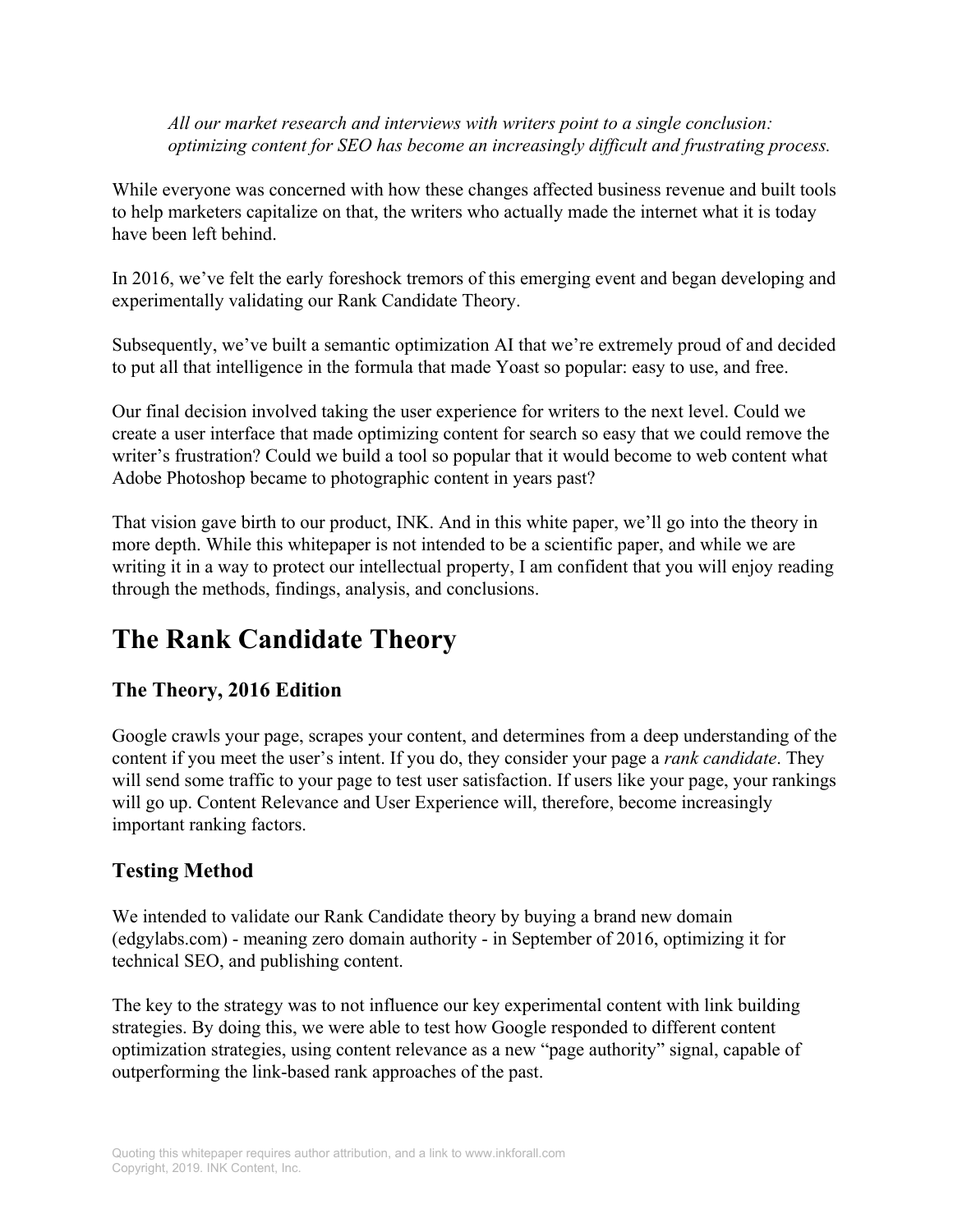*All our market research and interviews with writers point to a single conclusion: optimizing content for SEO has become an increasingly difficult and frustrating process.*

While everyone was concerned with how these changes affected business revenue and built tools to help marketers capitalize on that, the writers who actually made the internet what it is today have been left behind.

In 2016, we've felt the early foreshock tremors of this emerging event and began developing and experimentally validating our Rank Candidate Theory.

Subsequently, we've built a semantic optimization AI that we're extremely proud of and decided to put all that intelligence in the formula that made Yoast so popular: easy to use, and free.

Our final decision involved taking the user experience for writers to the next level. Could we create a user interface that made optimizing content for search so easy that we could remove the writer's frustration? Could we build a tool so popular that it would become to web content what Adobe Photoshop became to photographic content in years past?

That vision gave birth to our product, INK. And in this white paper, we'll go into the theory in more depth. While this whitepaper is not intended to be a scientific paper, and while we are writing it in a way to protect our intellectual property, I am confident that you will enjoy reading through the methods, findings, analysis, and conclusions.

# The Rank Candidate Theory

## The Theory, 2016 Edition

Google crawls your page, scrapes your content, and determines from a deep understanding of the content if you meet the user's intent. If you do, they consider your page a *rank candidate*. They will send some traffic to your page to test user satisfaction. If users like your page, your rankings will go up. Content Relevance and User Experience will, therefore, become increasingly important ranking factors.

## Testing Method

We intended to validate our Rank Candidate theory by buying a brand new domain (edgylabs.com) - meaning zero domain authority - in September of 2016, optimizing it for technical SEO, and publishing content.

The key to the strategy was to not influence our key experimental content with link building strategies. By doing this, we were able to test how Google responded to different content optimization strategies, using content relevance as a new "page authority" signal, capable of outperforming the link-based rank approaches of the past.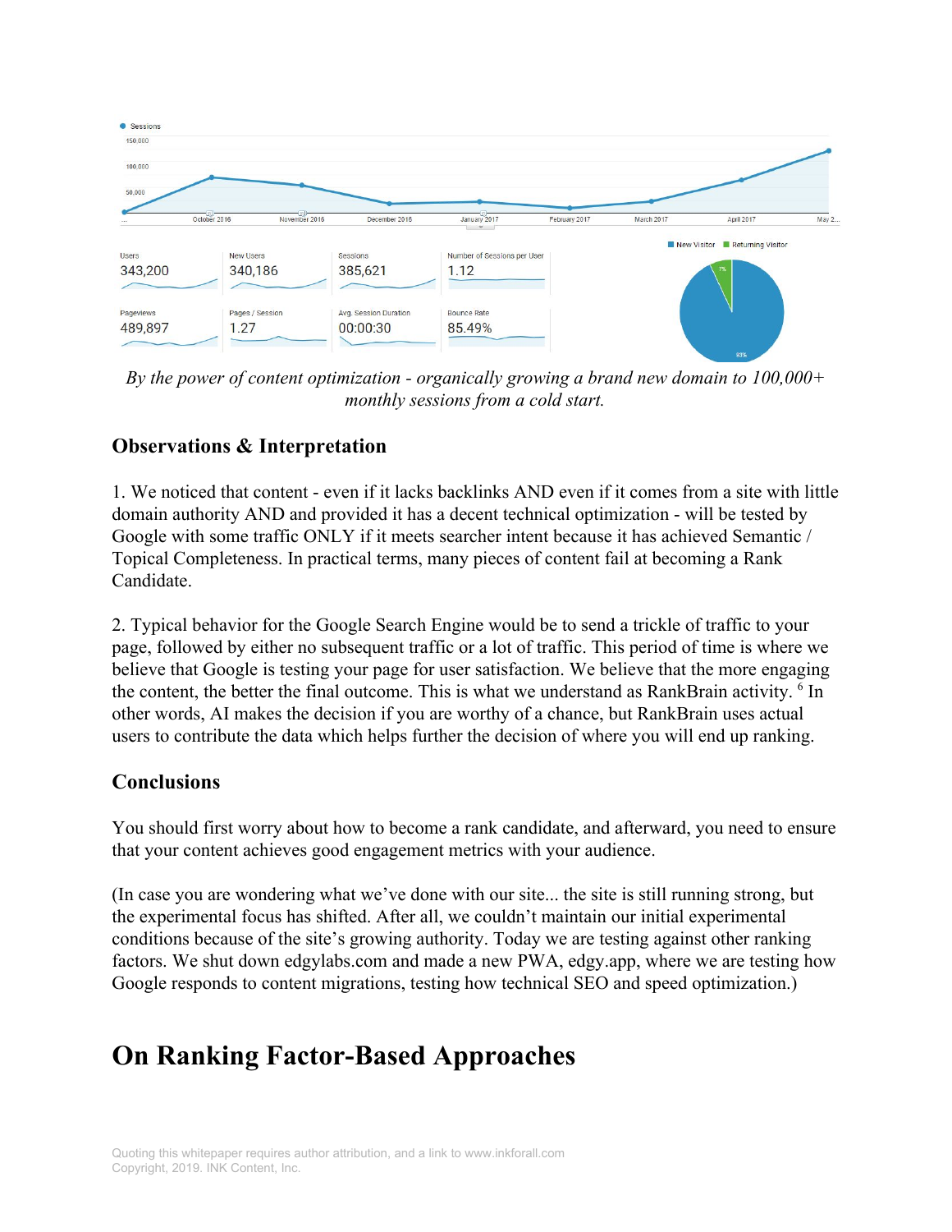Sessions

150,000

100,000

50,000

October 2016 November 2016 December 2016 January 2017 February 2017 March 2017 April 2017 May 2...

New Visitor Returning Visitor

Users 343,200

New Users 340,186

Sessions 385,621

Number of Sessions per User 1.12

Pageviews 489,897

Pages / Session 1.27

Avg. Session Duration 00:00:30

Bounce Rate 85.49%

7%

93%

*By the power of content optimization - organically growing a brand new domain to 100,000+ monthly sessions from a cold start.*

### Observations & Interpretation

1. We noticed that content - even if it lacks backlinks AND even if it comes from a site with little domain authority AND and provided it has a decent technical optimization - will be tested by Google with some traffic ONLY if it meets searcher intent because it has achieved Semantic / Topical Completeness. In practical terms, many pieces of content fail at becoming a Rank Candidate.

2. Typical behavior for the Google Search Engine would be to send a trickle of traffic to your page, followed by either no subsequent traffic or a lot of traffic. This period of time is where we believe that Google is testing your page for user satisfaction. We believe that the more engaging the content, the better the final outcome. This is what we understand as RankBrain activity. [6] In other words, AI makes the decision if you are worthy of a chance, but RankBrain uses actual users to contribute the data which helps further the decision of where you will end up ranking.

### Conclusions

You should first worry about how to become a rank candidate, and afterward, you need to ensure that your content achieves good engagement metrics with your audience.

(In case you are wondering what we've done with our site... the site is still running strong, but the experimental focus has shifted. After all, we couldn't maintain our initial experimental conditions because of the site's growing authority. Today we are testing against other ranking factors. We shut down edgylabs.com and made a new PWA, edgy.app, where we are testing how Google responds to content migrations, testing how technical SEO and speed optimization.)

## On Ranking Factor-Based Approaches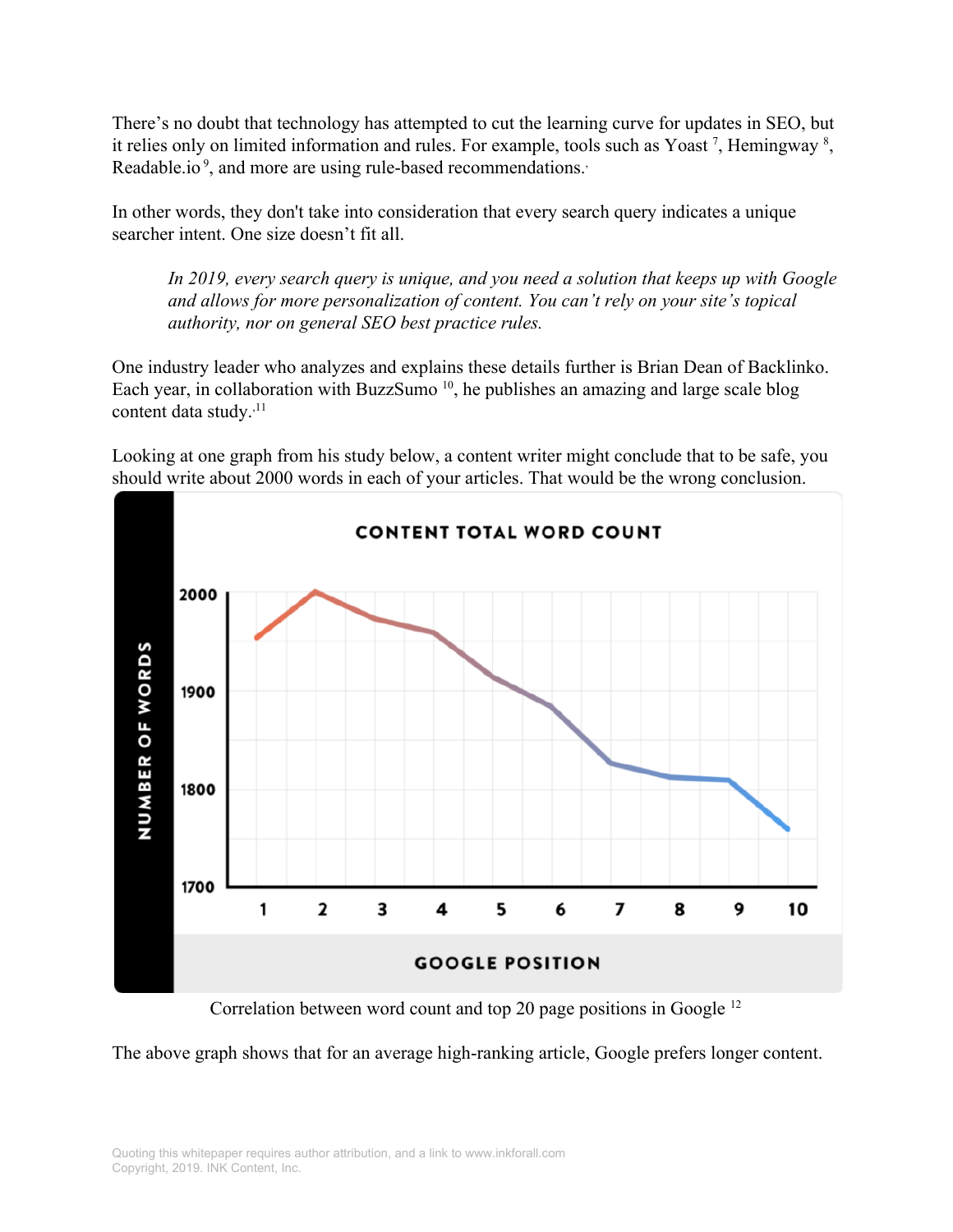There's no doubt that technology has attempted to cut the learning curve for updates in SEO, but it relies only on limited information and rules. For example, tools such as Yoast [7], Hemingway [8], Readable.io [9], and more are using rule-based recommendations.

In other words, they don't take into consideration that every search query indicates a unique searcher intent. One size doesn't fit all.

> *In 2019, every search query is unique, and you need a solution that keeps up with Google and allows for more personalization of content. You can't rely on your site's topical authority, nor on general SEO best practice rules.*

One industry leader who analyzes and explains these details further is Brian Dean of Backlinko. Each year, in collaboration with BuzzSumo [10], he publishes an amazing and large scale blog content data study.[11]

Looking at one graph from his study below, a content writer might conclude that to be safe, you should write about 2000 words in each of your articles. That would be the wrong conclusion.

CONTENT TOTAL WORD COUNT

NUMBER OF WORDS

2000
1900
1800
1700

1 2 3 4 5 6 7 8 9 10

GOOGLE POSITION

Correlation between word count and top 20 page positions in Google [12]

The above graph shows that for an average high-ranking article, Google prefers longer content.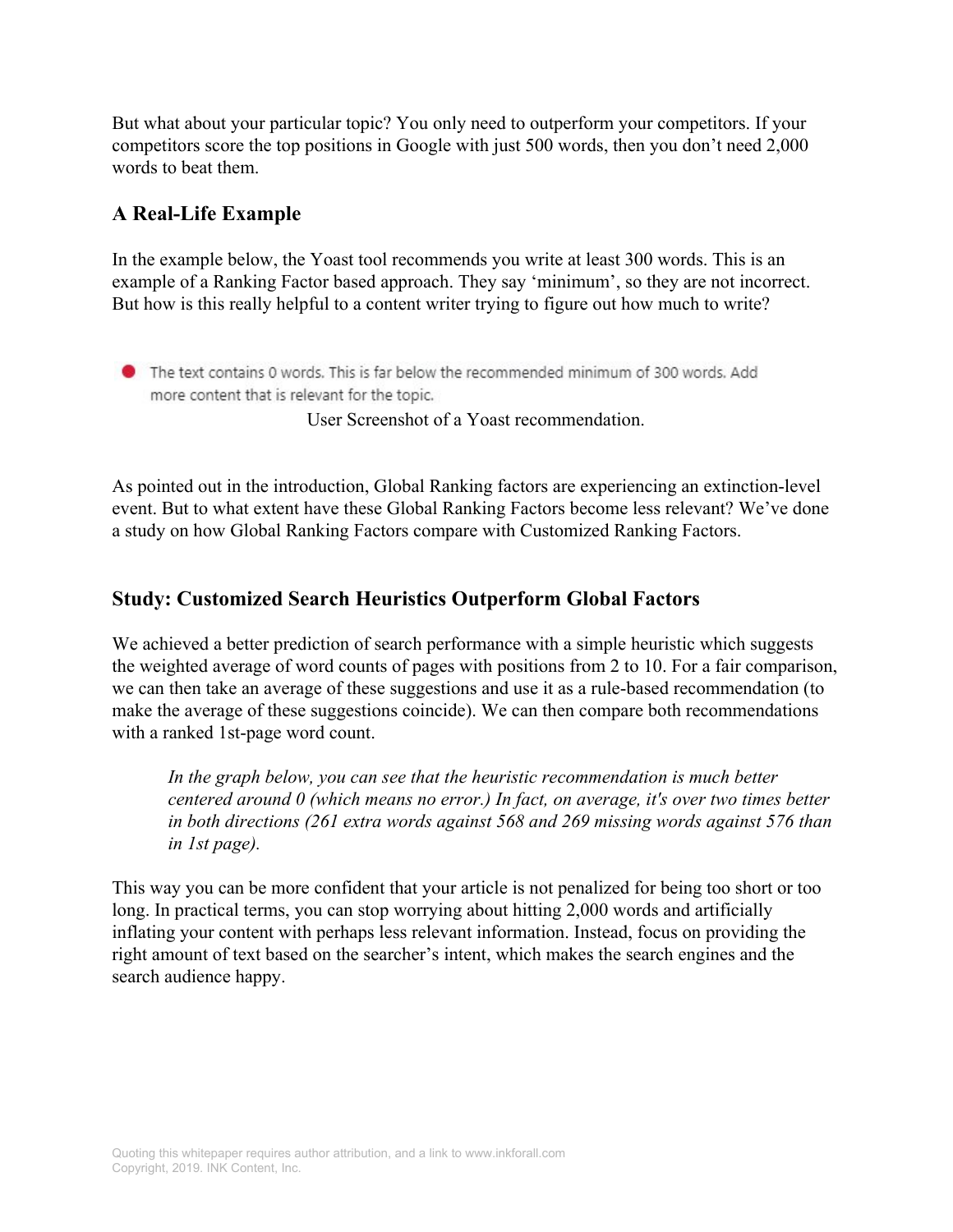But what about your particular topic? You only need to outperform your competitors. If your competitors score the top positions in Google with just 500 words, then you don't need 2,000 words to beat them.

### A Real-Life Example

In the example below, the Yoast tool recommends you write at least 300 words. This is an example of a Ranking Factor based approach. They say 'minimum', so they are not incorrect. But how is this really helpful to a content writer trying to figure out how much to write?

● The text contains 0 words. This is far below the recommended minimum of 300 words. Add more content that is relevant for the topic.

User Screenshot of a Yoast recommendation.

As pointed out in the introduction, Global Ranking factors are experiencing an extinction-level event. But to what extent have these Global Ranking Factors become less relevant? We've done a study on how Global Ranking Factors compare with Customized Ranking Factors.

### Study: Customized Search Heuristics Outperform Global Factors

We achieved a better prediction of search performance with a simple heuristic which suggests the weighted average of word counts of pages with positions from 2 to 10. For a fair comparison, we can then take an average of these suggestions and use it as a rule-based recommendation (to make the average of these suggestions coincide). We can then compare both recommendations with a ranked 1st-page word count.

> *In the graph below, you can see that the heuristic recommendation is much better centered around 0 (which means no error.) In fact, on average, it's over two times better in both directions (261 extra words against 568 and 269 missing words against 576 than in 1st page).*

This way you can be more confident that your article is not penalized for being too short or too long. In practical terms, you can stop worrying about hitting 2,000 words and artificially inflating your content with perhaps less relevant information. Instead, focus on providing the right amount of text based on the searcher's intent, which makes the search engines and the search audience happy.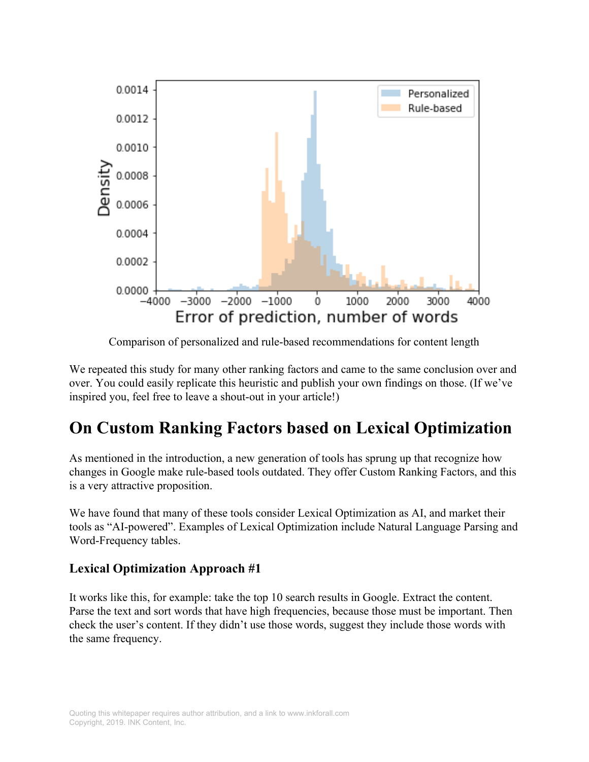0.0014
0.0012
0.0010
0.0008
0.0006
0.0004
0.0002
0.0000
Density
Personalized
Rule-based
−4000 −3000 −2000 −1000 0 1000 2000 3000 4000
Error of prediction, number of words

Comparison of personalized and rule-based recommendations for content length

We repeated this study for many other ranking factors and came to the same conclusion over and over. You could easily replicate this heuristic and publish your own findings on those. (If we've inspired you, feel free to leave a shout-out in your article!)

## On Custom Ranking Factors based on Lexical Optimization

As mentioned in the introduction, a new generation of tools has sprung up that recognize how changes in Google make rule-based tools outdated. They offer Custom Ranking Factors, and this is a very attractive proposition.

We have found that many of these tools consider Lexical Optimization as AI, and market their tools as "AI-powered". Examples of Lexical Optimization include Natural Language Parsing and Word-Frequency tables.

### Lexical Optimization Approach #1

It works like this, for example: take the top 10 search results in Google. Extract the content. Parse the text and sort words that have high frequencies, because those must be important. Then check the user's content. If they didn't use those words, suggest they include those words with the same frequency.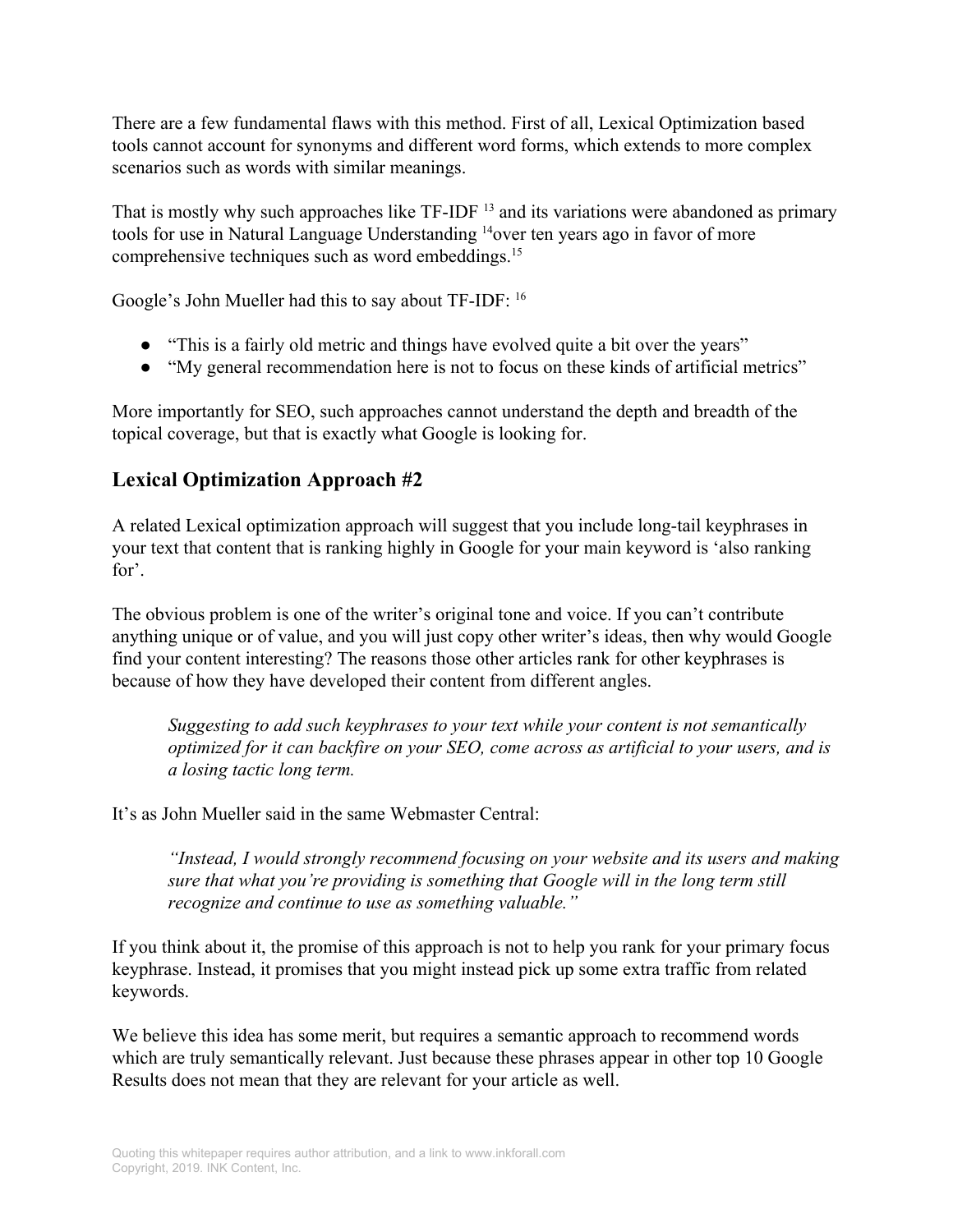There are a few fundamental flaws with this method. First of all, Lexical Optimization based tools cannot account for synonyms and different word forms, which extends to more complex scenarios such as words with similar meanings.

That is mostly why such approaches like TF-IDF [13] and its variations were abandoned as primary tools for use in Natural Language Understanding [14]over ten years ago in favor of more comprehensive techniques such as word embeddings.[15]

Google's John Mueller had this to say about TF-IDF: [16]

- "This is a fairly old metric and things have evolved quite a bit over the years"
- "My general recommendation here is not to focus on these kinds of artificial metrics"

More importantly for SEO, such approaches cannot understand the depth and breadth of the topical coverage, but that is exactly what Google is looking for.

## Lexical Optimization Approach #2

A related Lexical optimization approach will suggest that you include long-tail keyphrases in your text that content that is ranking highly in Google for your main keyword is 'also ranking for'.

The obvious problem is one of the writer's original tone and voice. If you can't contribute anything unique or of value, and you will just copy other writer's ideas, then why would Google find your content interesting? The reasons those other articles rank for other keyphrases is because of how they have developed their content from different angles.

> *Suggesting to add such keyphrases to your text while your content is not semantically optimized for it can backfire on your SEO, come across as artificial to your users, and is a losing tactic long term.*

It's as John Mueller said in the same Webmaster Central:

> *"Instead, I would strongly recommend focusing on your website and its users and making sure that what you're providing is something that Google will in the long term still recognize and continue to use as something valuable."*

If you think about it, the promise of this approach is not to help you rank for your primary focus keyphrase. Instead, it promises that you might instead pick up some extra traffic from related keywords.

We believe this idea has some merit, but requires a semantic approach to recommend words which are truly semantically relevant. Just because these phrases appear in other top 10 Google Results does not mean that they are relevant for your article as well.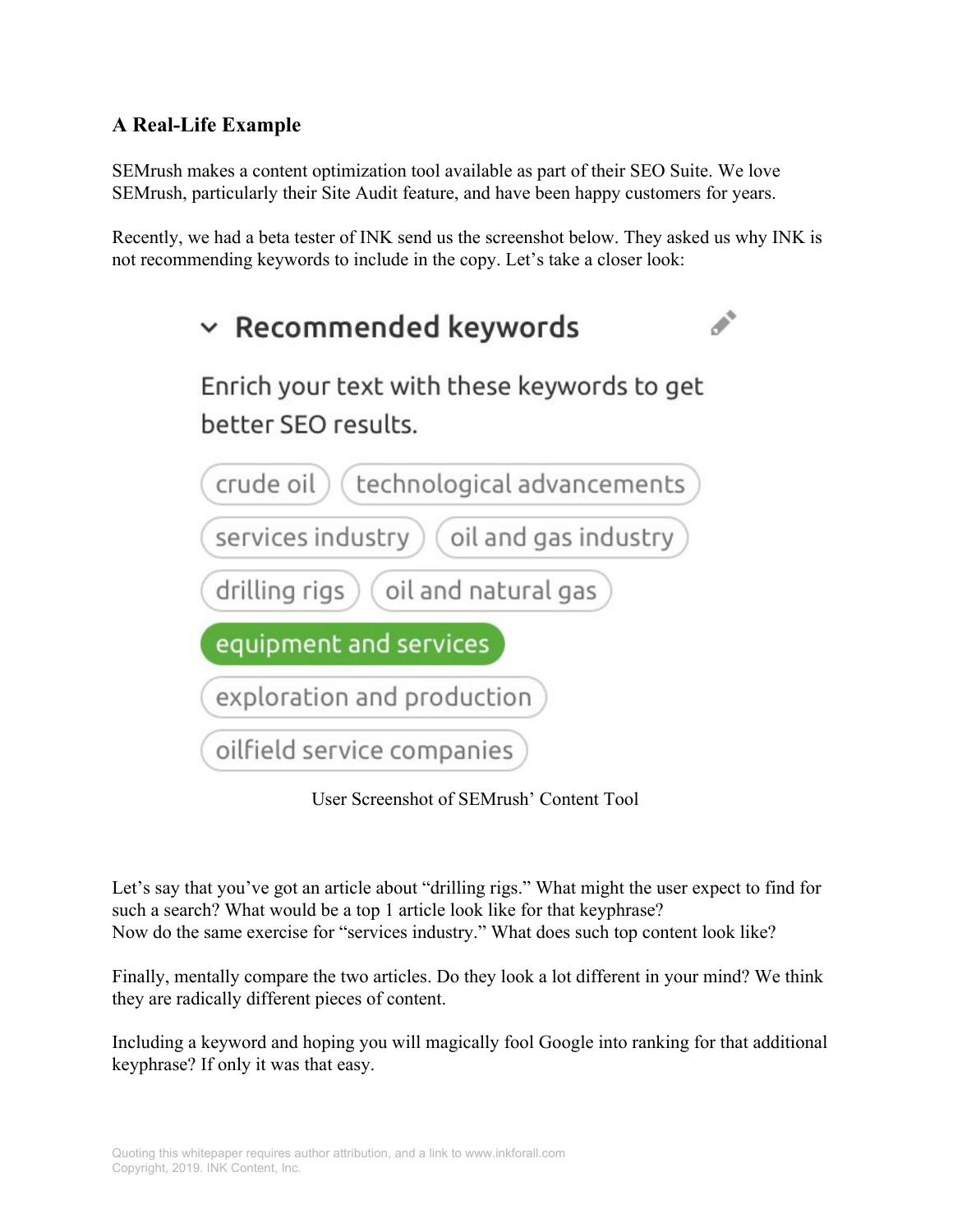### A Real-Life Example

SEMrush makes a content optimization tool available as part of their SEO Suite. We love SEMrush, particularly their Site Audit feature, and have been happy customers for years.

Recently, we had a beta tester of INK send us the screenshot below. They asked us why INK is not recommending keywords to include in the copy. Let's take a closer look:

Recommended keywords

Enrich your text with these keywords to get better SEO results.

crude oil
technological advancements
services industry
oil and gas industry
drilling rigs
oil and natural gas
equipment and services
exploration and production
oilfield service companies

User Screenshot of SEMrush' Content Tool

Let's say that you've got an article about "drilling rigs." What might the user expect to find for such a search? What would be a top 1 article look like for that keyphrase?
Now do the same exercise for "services industry." What does such top content look like?

Finally, mentally compare the two articles. Do they look a lot different in your mind? We think they are radically different pieces of content.

Including a keyword and hoping you will magically fool Google into ranking for that additional keyphrase? If only it was that easy.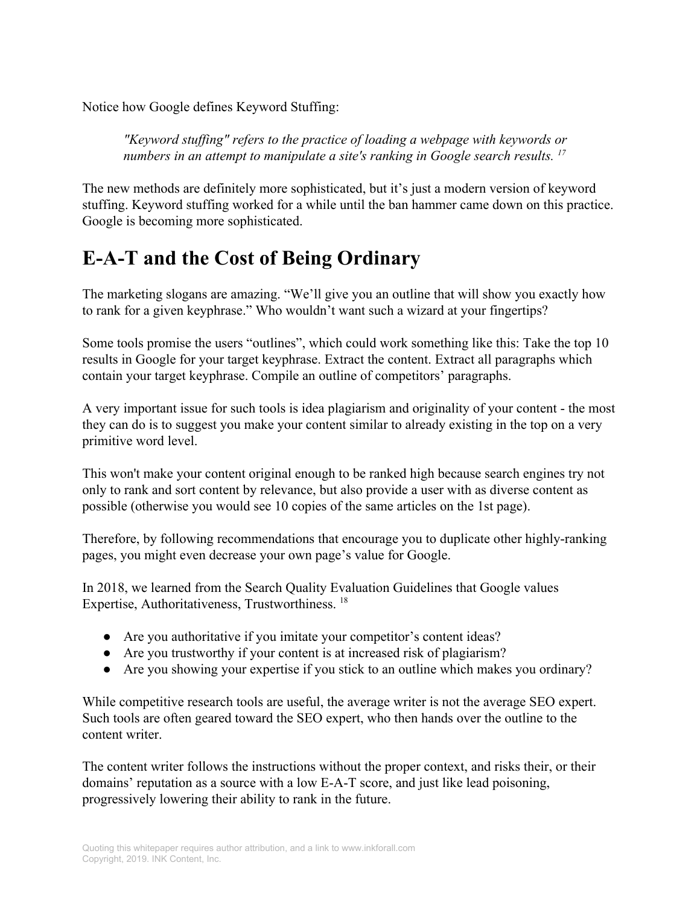Notice how Google defines Keyword Stuffing:

> *"Keyword stuffing" refers to the practice of loading a webpage with keywords or numbers in an attempt to manipulate a site's ranking in Google search results.* [17]

The new methods are definitely more sophisticated, but it's just a modern version of keyword stuffing. Keyword stuffing worked for a while until the ban hammer came down on this practice. Google is becoming more sophisticated.

## E-A-T and the Cost of Being Ordinary

The marketing slogans are amazing. "We'll give you an outline that will show you exactly how to rank for a given keyphrase." Who wouldn't want such a wizard at your fingertips?

Some tools promise the users "outlines", which could work something like this: Take the top 10 results in Google for your target keyphrase. Extract the content. Extract all paragraphs which contain your target keyphrase. Compile an outline of competitors' paragraphs.

A very important issue for such tools is idea plagiarism and originality of your content - the most they can do is to suggest you make your content similar to already existing in the top on a very primitive word level.

This won't make your content original enough to be ranked high because search engines try not only to rank and sort content by relevance, but also provide a user with as diverse content as possible (otherwise you would see 10 copies of the same articles on the 1st page).

Therefore, by following recommendations that encourage you to duplicate other highly-ranking pages, you might even decrease your own page's value for Google.

In 2018, we learned from the Search Quality Evaluation Guidelines that Google values Expertise, Authoritativeness, Trustworthiness. [18]

- Are you authoritative if you imitate your competitor's content ideas?
- Are you trustworthy if your content is at increased risk of plagiarism?
- Are you showing your expertise if you stick to an outline which makes you ordinary?

While competitive research tools are useful, the average writer is not the average SEO expert. Such tools are often geared toward the SEO expert, who then hands over the outline to the content writer.

The content writer follows the instructions without the proper context, and risks their, or their domains' reputation as a source with a low E-A-T score, and just like lead poisoning, progressively lowering their ability to rank in the future.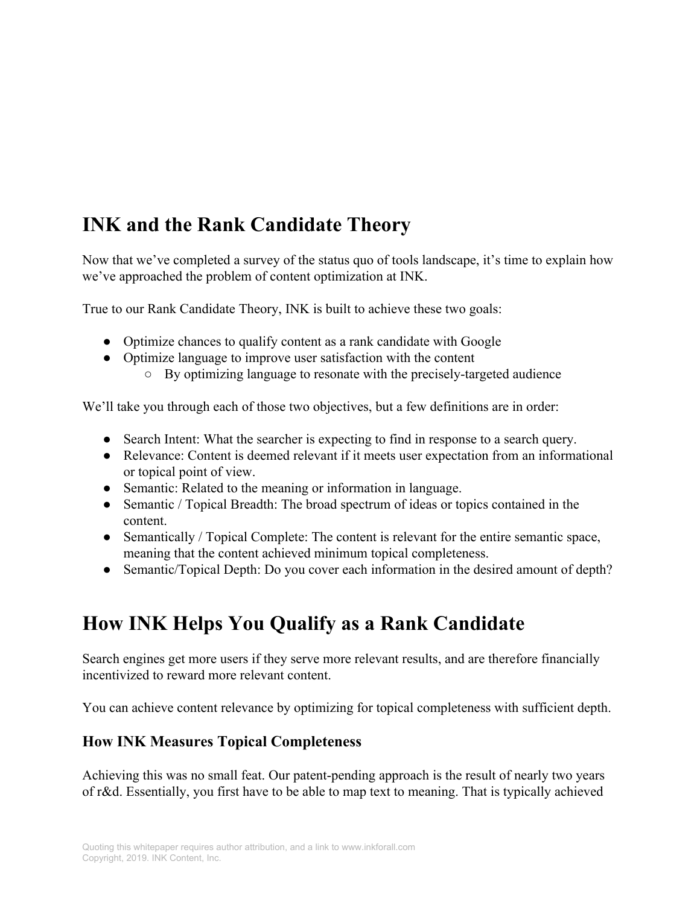# INK and the Rank Candidate Theory

Now that we've completed a survey of the status quo of tools landscape, it's time to explain how we've approached the problem of content optimization at INK.

True to our Rank Candidate Theory, INK is built to achieve these two goals:

- Optimize chances to qualify content as a rank candidate with Google
- Optimize language to improve user satisfaction with the content
    - By optimizing language to resonate with the precisely-targeted audience

We'll take you through each of those two objectives, but a few definitions are in order:

- Search Intent: What the searcher is expecting to find in response to a search query.
- Relevance: Content is deemed relevant if it meets user expectation from an informational or topical point of view.
- Semantic: Related to the meaning or information in language.
- Semantic / Topical Breadth: The broad spectrum of ideas or topics contained in the content.
- Semantically / Topical Complete: The content is relevant for the entire semantic space, meaning that the content achieved minimum topical completeness.
- Semantic/Topical Depth: Do you cover each information in the desired amount of depth?

# How INK Helps You Qualify as a Rank Candidate

Search engines get more users if they serve more relevant results, and are therefore financially incentivized to reward more relevant content.

You can achieve content relevance by optimizing for topical completeness with sufficient depth.

### How INK Measures Topical Completeness

Achieving this was no small feat. Our patent-pending approach is the result of nearly two years of r&d. Essentially, you first have to be able to map text to meaning. That is typically achieved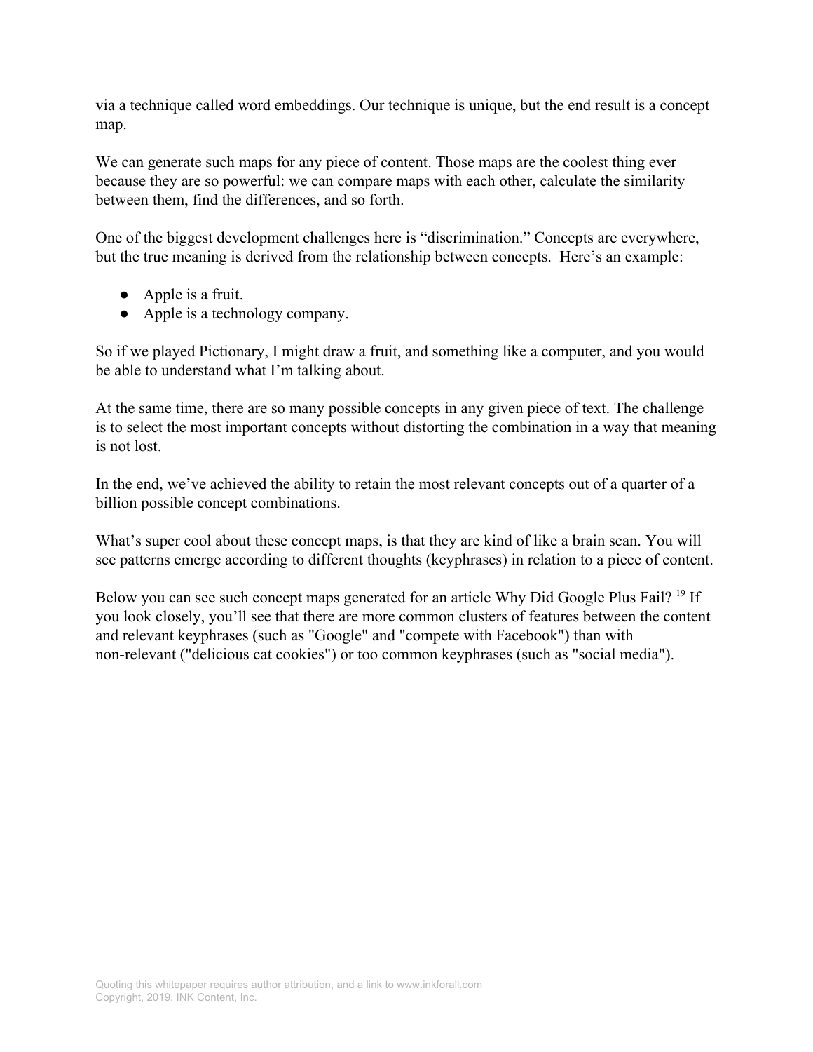via a technique called word embeddings. Our technique is unique, but the end result is a concept map.

We can generate such maps for any piece of content. Those maps are the coolest thing ever because they are so powerful: we can compare maps with each other, calculate the similarity between them, find the differences, and so forth.

One of the biggest development challenges here is "discrimination." Concepts are everywhere, but the true meaning is derived from the relationship between concepts. Here's an example:

- Apple is a fruit.
- Apple is a technology company.

So if we played Pictionary, I might draw a fruit, and something like a computer, and you would be able to understand what I'm talking about.

At the same time, there are so many possible concepts in any given piece of text. The challenge is to select the most important concepts without distorting the combination in a way that meaning is not lost.

In the end, we've achieved the ability to retain the most relevant concepts out of a quarter of a billion possible concept combinations.

What's super cool about these concept maps, is that they are kind of like a brain scan. You will see patterns emerge according to different thoughts (keyphrases) in relation to a piece of content.

Below you can see such concept maps generated for an article Why Did Google Plus Fail? [19] If you look closely, you'll see that there are more common clusters of features between the content and relevant keyphrases (such as "Google" and "compete with Facebook") than with non-relevant ("delicious cat cookies") or too common keyphrases (such as "social media").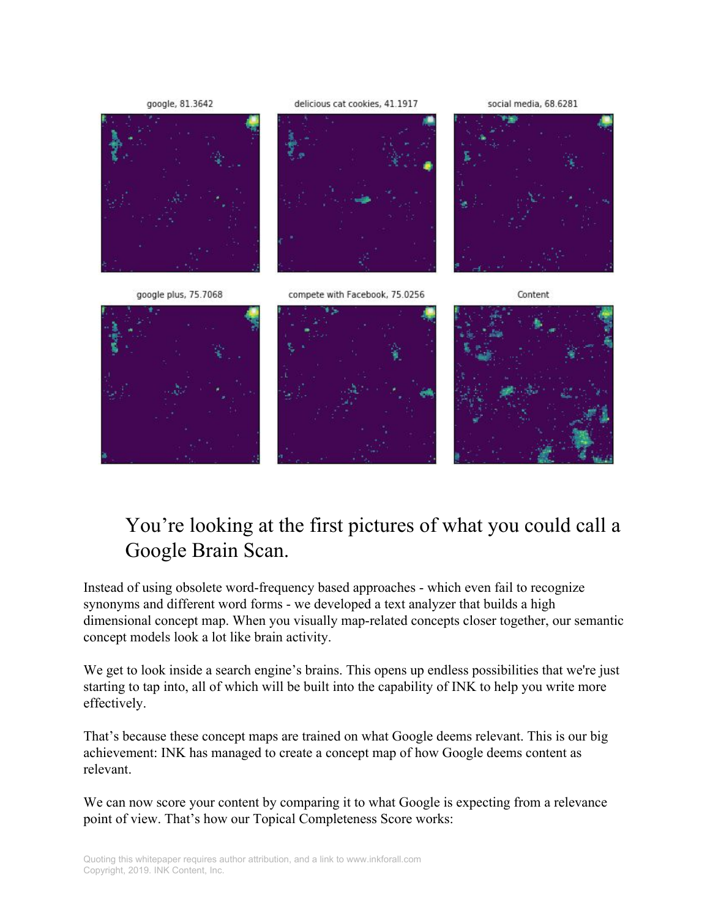google, 81.3642

delicious cat cookies, 41.1917

social media, 68.6281

google plus, 75.7068

compete with Facebook, 75.0256

Content

## You're looking at the first pictures of what you could call a Google Brain Scan.

Instead of using obsolete word-frequency based approaches - which even fail to recognize synonyms and different word forms - we developed a text analyzer that builds a high dimensional concept map. When you visually map-related concepts closer together, our semantic concept models look a lot like brain activity.

We get to look inside a search engine's brains. This opens up endless possibilities that we're just starting to tap into, all of which will be built into the capability of INK to help you write more effectively.

That's because these concept maps are trained on what Google deems relevant. This is our big achievement: INK has managed to create a concept map of how Google deems content as relevant.

We can now score your content by comparing it to what Google is expecting from a relevance point of view. That's how our Topical Completeness Score works:

Quoting this whitepaper requires author attribution, and a link to www.inkforall.com
Copyright, 2019. INK Content, Inc.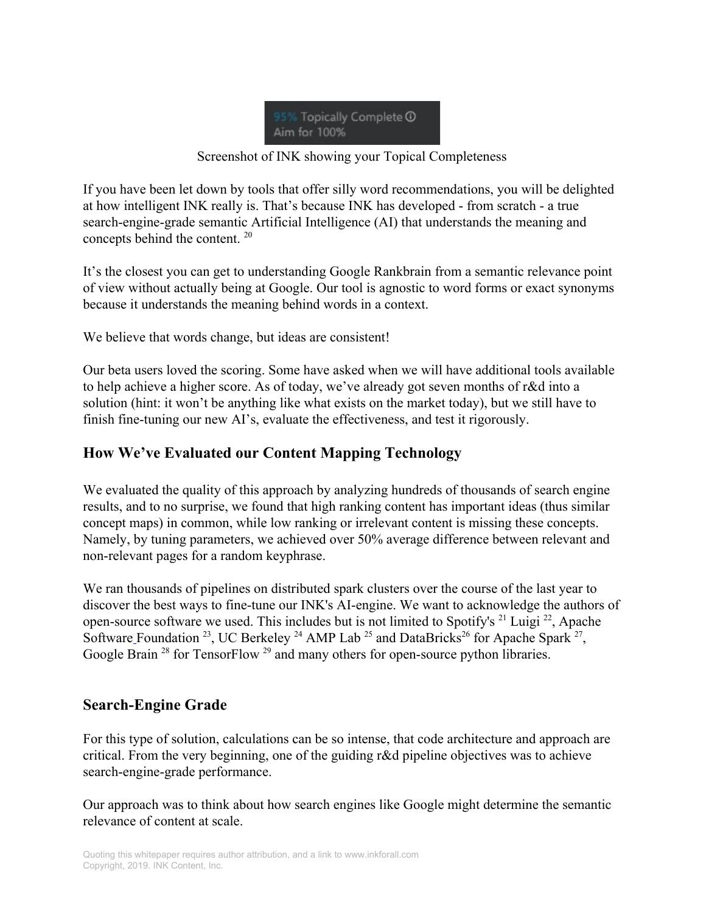95% Topically Complete
Aim for 100%

Screenshot of INK showing your Topical Completeness

If you have been let down by tools that offer silly word recommendations, you will be delighted at how intelligent INK really is. That's because INK has developed - from scratch - a true search-engine-grade semantic Artificial Intelligence (AI) that understands the meaning and concepts behind the content. [20]

It's the closest you can get to understanding Google Rankbrain from a semantic relevance point of view without actually being at Google. Our tool is agnostic to word forms or exact synonyms because it understands the meaning behind words in a context.

We believe that words change, but ideas are consistent!

Our beta users loved the scoring. Some have asked when we will have additional tools available to help achieve a higher score. As of today, we've already got seven months of r&d into a solution (hint: it won't be anything like what exists on the market today), but we still have to finish fine-tuning our new AI's, evaluate the effectiveness, and test it rigorously.

## How We've Evaluated our Content Mapping Technology

We evaluated the quality of this approach by analyzing hundreds of thousands of search engine results, and to no surprise, we found that high ranking content has important ideas (thus similar concept maps) in common, while low ranking or irrelevant content is missing these concepts. Namely, by tuning parameters, we achieved over 50% average difference between relevant and non-relevant pages for a random keyphrase.

We ran thousands of pipelines on distributed spark clusters over the course of the last year to discover the best ways to fine-tune our INK's AI-engine. We want to acknowledge the authors of open-source software we used. This includes but is not limited to Spotify's [21] Luigi [22], Apache Software Foundation [23], UC Berkeley [24] AMP Lab [25] and DataBricks[26] for Apache Spark [27], Google Brain [28] for TensorFlow [29] and many others for open-source python libraries.

## Search-Engine Grade

For this type of solution, calculations can be so intense, that code architecture and approach are critical. From the very beginning, one of the guiding r&d pipeline objectives was to achieve search-engine-grade performance.

Our approach was to think about how search engines like Google might determine the semantic relevance of content at scale.

Quoting this whitepaper requires author attribution, and a link to www.inkforall.com
Copyright, 2019. INK Content, Inc.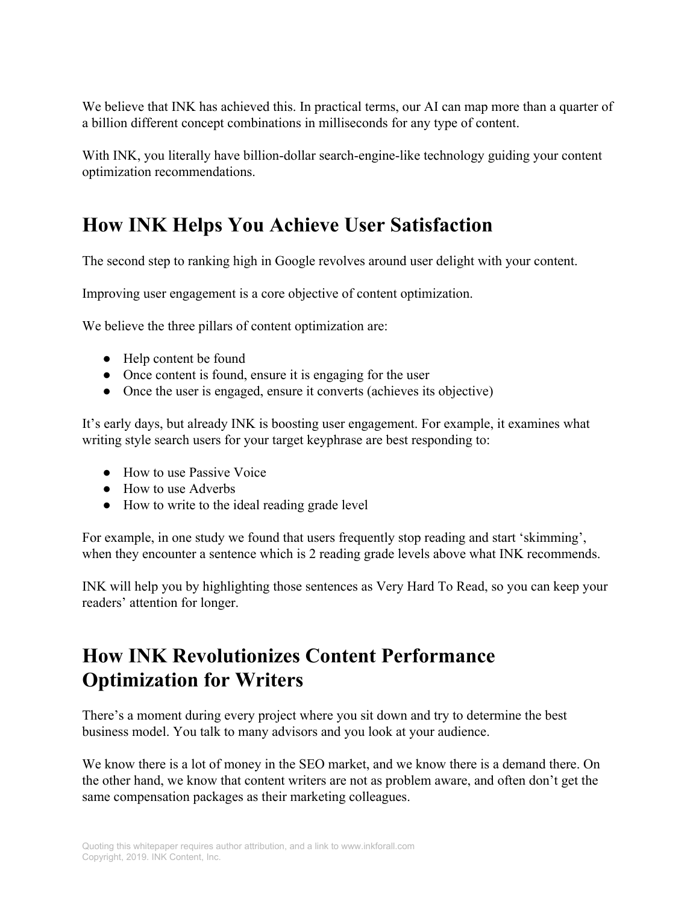We believe that INK has achieved this. In practical terms, our AI can map more than a quarter of a billion different concept combinations in milliseconds for any type of content.

With INK, you literally have billion-dollar search-engine-like technology guiding your content optimization recommendations.

## How INK Helps You Achieve User Satisfaction

The second step to ranking high in Google revolves around user delight with your content.

Improving user engagement is a core objective of content optimization.

We believe the three pillars of content optimization are:

- Help content be found
- Once content is found, ensure it is engaging for the user
- Once the user is engaged, ensure it converts (achieves its objective)

It's early days, but already INK is boosting user engagement. For example, it examines what writing style search users for your target keyphrase are best responding to:

- How to use Passive Voice
- How to use Adverbs
- How to write to the ideal reading grade level

For example, in one study we found that users frequently stop reading and start 'skimming', when they encounter a sentence which is 2 reading grade levels above what INK recommends.

INK will help you by highlighting those sentences as Very Hard To Read, so you can keep your readers' attention for longer.

## How INK Revolutionizes Content Performance Optimization for Writers

There's a moment during every project where you sit down and try to determine the best business model. You talk to many advisors and you look at your audience.

We know there is a lot of money in the SEO market, and we know there is a demand there. On the other hand, we know that content writers are not as problem aware, and often don't get the same compensation packages as their marketing colleagues.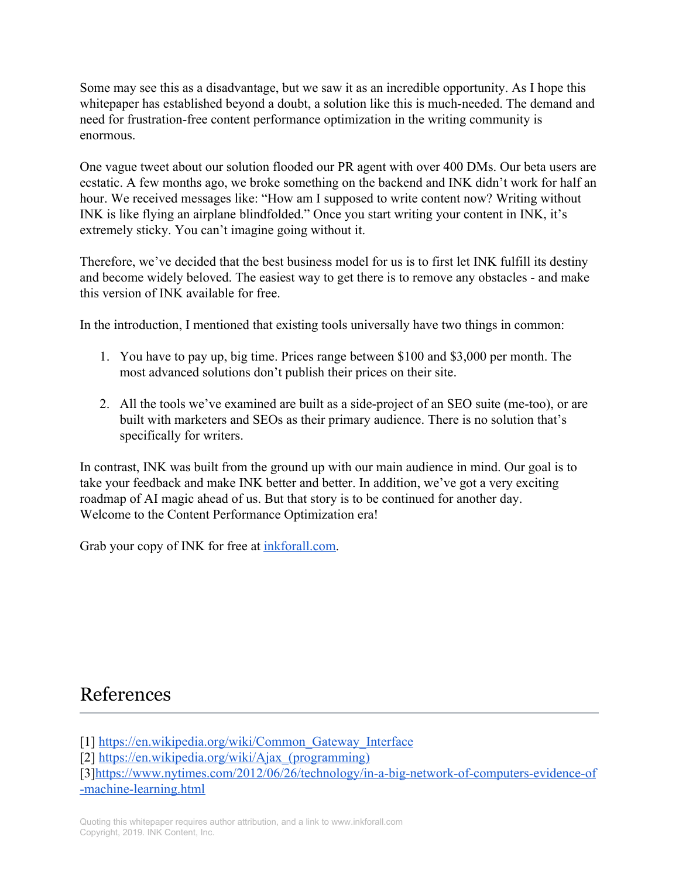Some may see this as a disadvantage, but we saw it as an incredible opportunity. As I hope this whitepaper has established beyond a doubt, a solution like this is much-needed. The demand and need for frustration-free content performance optimization in the writing community is enormous.

One vague tweet about our solution flooded our PR agent with over 400 DMs. Our beta users are ecstatic. A few months ago, we broke something on the backend and INK didn't work for half an hour. We received messages like: "How am I supposed to write content now? Writing without INK is like flying an airplane blindfolded." Once you start writing your content in INK, it's extremely sticky. You can't imagine going without it.

Therefore, we've decided that the best business model for us is to first let INK fulfill its destiny and become widely beloved. The easiest way to get there is to remove any obstacles - and make this version of INK available for free.

In the introduction, I mentioned that existing tools universally have two things in common:

1. You have to pay up, big time. Prices range between $100 and $3,000 per month. The most advanced solutions don't publish their prices on their site.

2. All the tools we've examined are built as a side-project of an SEO suite (me-too), or are built with marketers and SEOs as their primary audience. There is no solution that's specifically for writers.

In contrast, INK was built from the ground up with our main audience in mind. Our goal is to take your feedback and make INK better and better. In addition, we've got a very exciting roadmap of AI magic ahead of us. But that story is to be continued for another day.
Welcome to the Content Performance Optimization era!

Grab your copy of INK for free at [inkforall.com](https://inkforall.com).

## References

[1] https://en.wikipedia.org/wiki/Common_Gateway_Interface
[2] https://en.wikipedia.org/wiki/Ajax_(programming)
[3] https://www.nytimes.com/2012/06/26/technology/in-a-big-network-of-computers-evidence-of-machine-learning.html

Quoting this whitepaper requires author attribution, and a link to www.inkforall.com
Copyright, 2019. INK Content, Inc.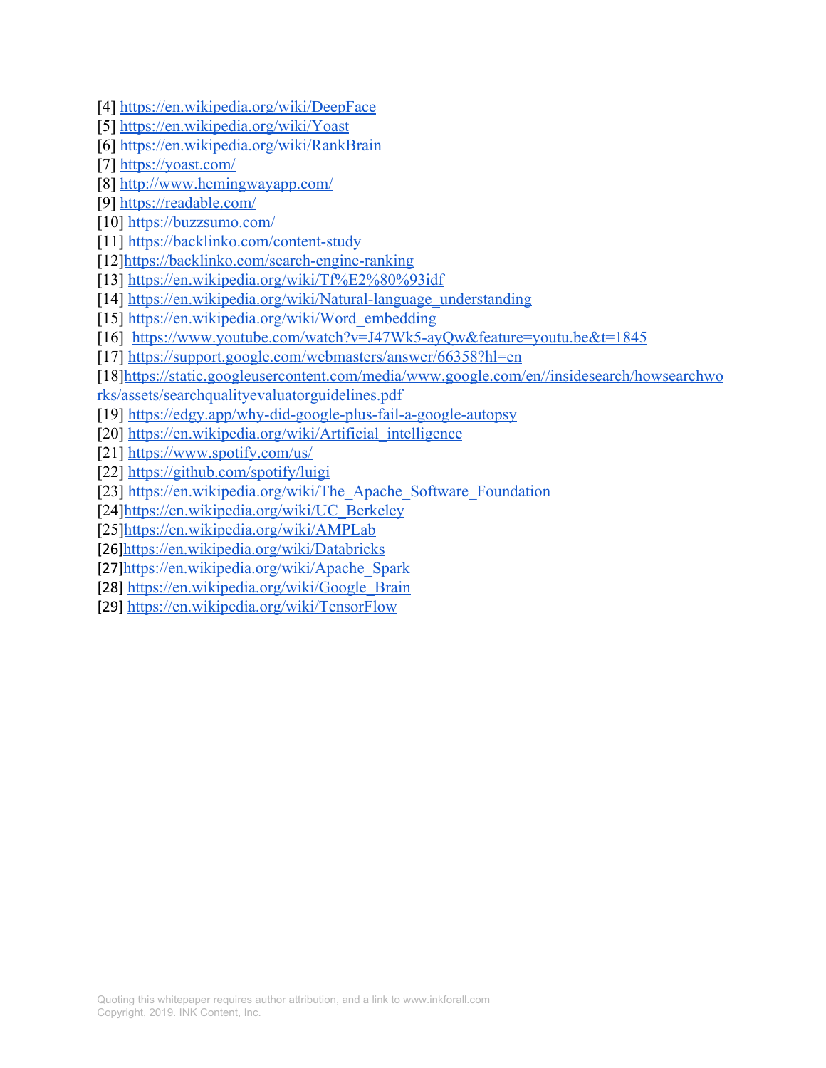[4] https://en.wikipedia.org/wiki/DeepFace
[5] https://en.wikipedia.org/wiki/Yoast
[6] https://en.wikipedia.org/wiki/RankBrain
[7] https://yoast.com/
[8] http://www.hemingwayapp.com/
[9] https://readable.com/
[10] https://buzzsumo.com/
[11] https://backlinko.com/content-study
[12]https://backlinko.com/search-engine-ranking
[13] https://en.wikipedia.org/wiki/Tf%E2%80%93idf
[14] https://en.wikipedia.org/wiki/Natural-language_understanding
[15] https://en.wikipedia.org/wiki/Word_embedding
[16] https://www.youtube.com/watch?v=J47Wk5-ayQw&feature=youtu.be&t=1845
[17] https://support.google.com/webmasters/answer/66358?hl=en
[18]https://static.googleusercontent.com/media/www.google.com/en//insidesearch/howsearchworks/assets/searchqualityevaluatorguidelines.pdf
[19] https://edgy.app/why-did-google-plus-fail-a-google-autopsy
[20] https://en.wikipedia.org/wiki/Artificial_intelligence
[21] https://www.spotify.com/us/
[22] https://github.com/spotify/luigi
[23] https://en.wikipedia.org/wiki/The_Apache_Software_Foundation
[24]https://en.wikipedia.org/wiki/UC_Berkeley
[25]https://en.wikipedia.org/wiki/AMPLab
[26]https://en.wikipedia.org/wiki/Databricks
[27]https://en.wikipedia.org/wiki/Apache_Spark
[28] https://en.wikipedia.org/wiki/Google_Brain
[29] https://en.wikipedia.org/wiki/TensorFlow

Quoting this whitepaper requires author attribution, and a link to www.inkforall.com
Copyright, 2019. INK Content, Inc.